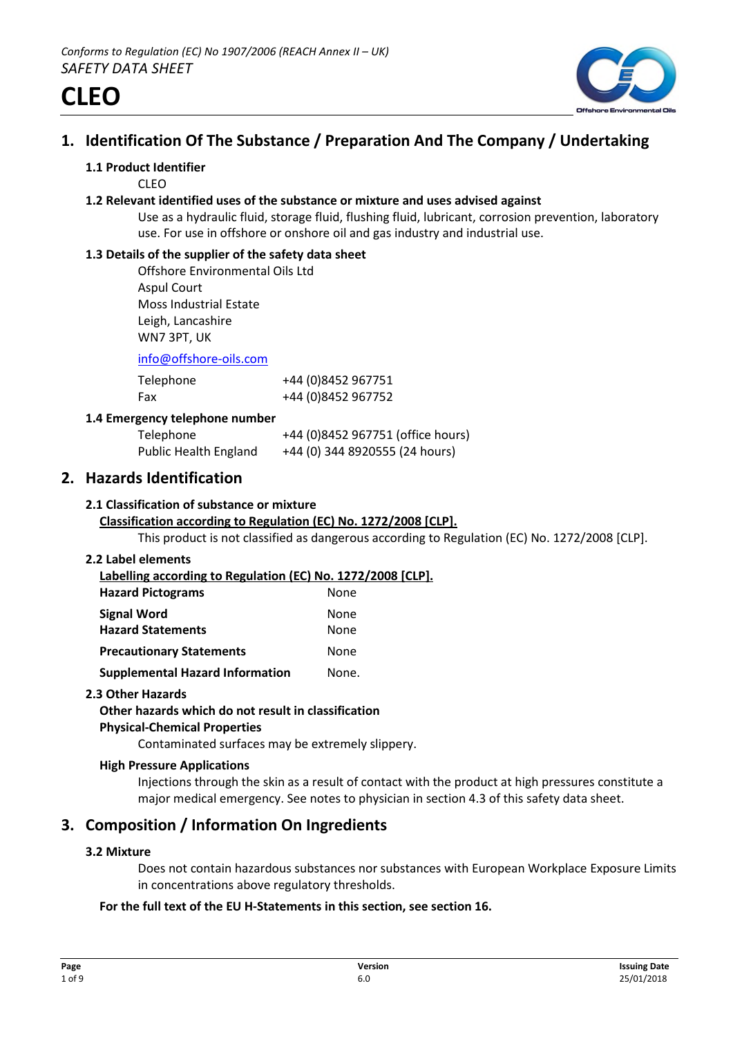*Conforms to Regulation (EC) No 1907/2006 (REACH Annex II – UK)*
*SAFETY DATA SHEET*

# CLEO

## 1. Identification Of The Substance / Preparation And The Company / Undertaking

### 1.1 Product Identifier

CLEO

### 1.2 Relevant identified uses of the substance or mixture and uses advised against

Use as a hydraulic fluid, storage fluid, flushing fluid, lubricant, corrosion prevention, laboratory use. For use in offshore or onshore oil and gas industry and industrial use.

### 1.3 Details of the supplier of the safety data sheet

Offshore Environmental Oils Ltd
Aspul Court
Moss Industrial Estate
Leigh, Lancashire
WN7 3PT, UK

info@offshore-oils.com

| | |
|---|---|
| Telephone | +44 (0)8452 967751 |
| Fax | +44 (0)8452 967752 |

### 1.4 Emergency telephone number

| | |
|---|---|
| Telephone | +44 (0)8452 967751 (office hours) |
| Public Health England | +44 (0) 344 8920555 (24 hours) |

## 2. Hazards Identification

### 2.1 Classification of substance or mixture

**Classification according to Regulation (EC) No. 1272/2008 [CLP].**

This product is not classified as dangerous according to Regulation (EC) No. 1272/2008 [CLP].

### 2.2 Label elements

**Labelling according to Regulation (EC) No. 1272/2008 [CLP].**

| | |
|---|---|
| **Hazard Pictograms** | None |
| **Signal Word** | None |
| **Hazard Statements** | None |
| **Precautionary Statements** | None |
| **Supplemental Hazard Information** | None. |

### 2.3 Other Hazards

**Other hazards which do not result in classification**

**Physical-Chemical Properties**

Contaminated surfaces may be extremely slippery.

**High Pressure Applications**

Injections through the skin as a result of contact with the product at high pressures constitute a major medical emergency. See notes to physician in section 4.3 of this safety data sheet.

## 3. Composition / Information On Ingredients

### 3.2 Mixture

Does not contain hazardous substances nor substances with European Workplace Exposure Limits in concentrations above regulatory thresholds.

**For the full text of the EU H-Statements in this section, see section 16.**

| Page | Version | Issuing Date |
|---|---|---|
| 1 of 9 | 6.0 | 25/01/2018 |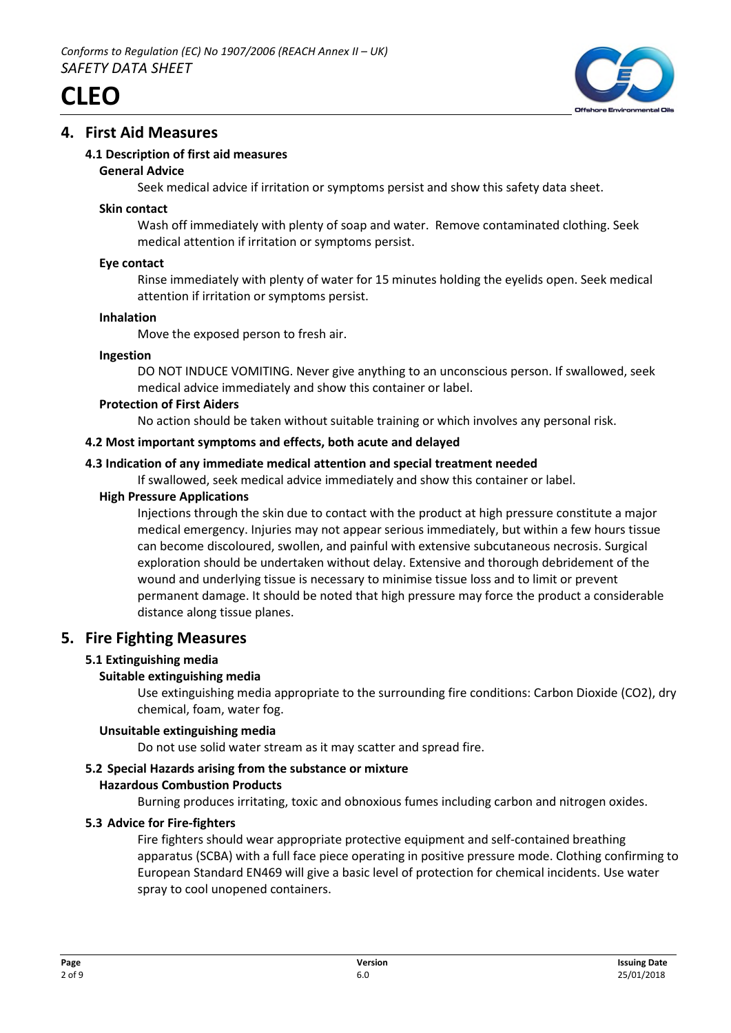## 4. First Aid Measures

### 4.1 Description of first aid measures

**General Advice**

Seek medical advice if irritation or symptoms persist and show this safety data sheet.

**Skin contact**

Wash off immediately with plenty of soap and water. Remove contaminated clothing. Seek medical attention if irritation or symptoms persist.

**Eye contact**

Rinse immediately with plenty of water for 15 minutes holding the eyelids open. Seek medical attention if irritation or symptoms persist.

**Inhalation**

Move the exposed person to fresh air.

**Ingestion**

DO NOT INDUCE VOMITING. Never give anything to an unconscious person. If swallowed, seek medical advice immediately and show this container or label.

**Protection of First Aiders**

No action should be taken without suitable training or which involves any personal risk.

### 4.2 Most important symptoms and effects, both acute and delayed

### 4.3 Indication of any immediate medical attention and special treatment needed

If swallowed, seek medical advice immediately and show this container or label.

**High Pressure Applications**

Injections through the skin due to contact with the product at high pressure constitute a major medical emergency. Injuries may not appear serious immediately, but within a few hours tissue can become discoloured, swollen, and painful with extensive subcutaneous necrosis. Surgical exploration should be undertaken without delay. Extensive and thorough debridement of the wound and underlying tissue is necessary to minimise tissue loss and to limit or prevent permanent damage. It should be noted that high pressure may force the product a considerable distance along tissue planes.

## 5. Fire Fighting Measures

### 5.1 Extinguishing media

**Suitable extinguishing media**

Use extinguishing media appropriate to the surrounding fire conditions: Carbon Dioxide ($CO_2$), dry chemical, foam, water fog.

**Unsuitable extinguishing media**

Do not use solid water stream as it may scatter and spread fire.

### 5.2 Special Hazards arising from the substance or mixture

**Hazardous Combustion Products**

Burning produces irritating, toxic and obnoxious fumes including carbon and nitrogen oxides.

### 5.3 Advice for Fire-fighters

Fire fighters should wear appropriate protective equipment and self-contained breathing apparatus (SCBA) with a full face piece operating in positive pressure mode. Clothing confirming to European Standard EN469 will give a basic level of protection for chemical incidents. Use water spray to cool unopened containers.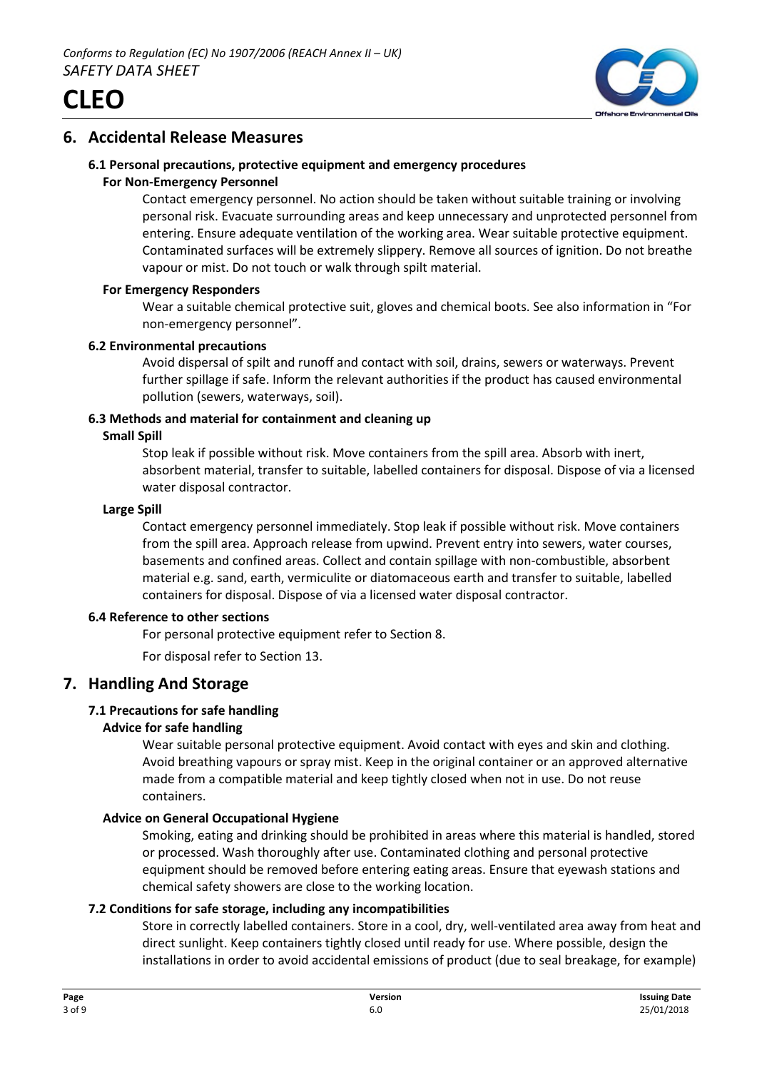## 6. Accidental Release Measures

### 6.1 Personal precautions, protective equipment and emergency procedures

**For Non-Emergency Personnel**

Contact emergency personnel. No action should be taken without suitable training or involving personal risk. Evacuate surrounding areas and keep unnecessary and unprotected personnel from entering. Ensure adequate ventilation of the working area. Wear suitable protective equipment. Contaminated surfaces will be extremely slippery. Remove all sources of ignition. Do not breathe vapour or mist. Do not touch or walk through spilt material.

**For Emergency Responders**

Wear a suitable chemical protective suit, gloves and chemical boots. See also information in "For non-emergency personnel".

### 6.2 Environmental precautions

Avoid dispersal of spilt and runoff and contact with soil, drains, sewers or waterways. Prevent further spillage if safe. Inform the relevant authorities if the product has caused environmental pollution (sewers, waterways, soil).

### 6.3 Methods and material for containment and cleaning up

**Small Spill**

Stop leak if possible without risk. Move containers from the spill area. Absorb with inert, absorbent material, transfer to suitable, labelled containers for disposal. Dispose of via a licensed water disposal contractor.

**Large Spill**

Contact emergency personnel immediately. Stop leak if possible without risk. Move containers from the spill area. Approach release from upwind. Prevent entry into sewers, water courses, basements and confined areas. Collect and contain spillage with non-combustible, absorbent material e.g. sand, earth, vermiculite or diatomaceous earth and transfer to suitable, labelled containers for disposal. Dispose of via a licensed water disposal contractor.

### 6.4 Reference to other sections

For personal protective equipment refer to Section 8.

For disposal refer to Section 13.

## 7. Handling And Storage

### 7.1 Precautions for safe handling

**Advice for safe handling**

Wear suitable personal protective equipment. Avoid contact with eyes and skin and clothing. Avoid breathing vapours or spray mist. Keep in the original container or an approved alternative made from a compatible material and keep tightly closed when not in use. Do not reuse containers.

**Advice on General Occupational Hygiene**

Smoking, eating and drinking should be prohibited in areas where this material is handled, stored or processed. Wash thoroughly after use. Contaminated clothing and personal protective equipment should be removed before entering eating areas. Ensure that eyewash stations and chemical safety showers are close to the working location.

### 7.2 Conditions for safe storage, including any incompatibilities

Store in correctly labelled containers. Store in a cool, dry, well-ventilated area away from heat and direct sunlight. Keep containers tightly closed until ready for use. Where possible, design the installations in order to avoid accidental emissions of product (due to seal breakage, for example)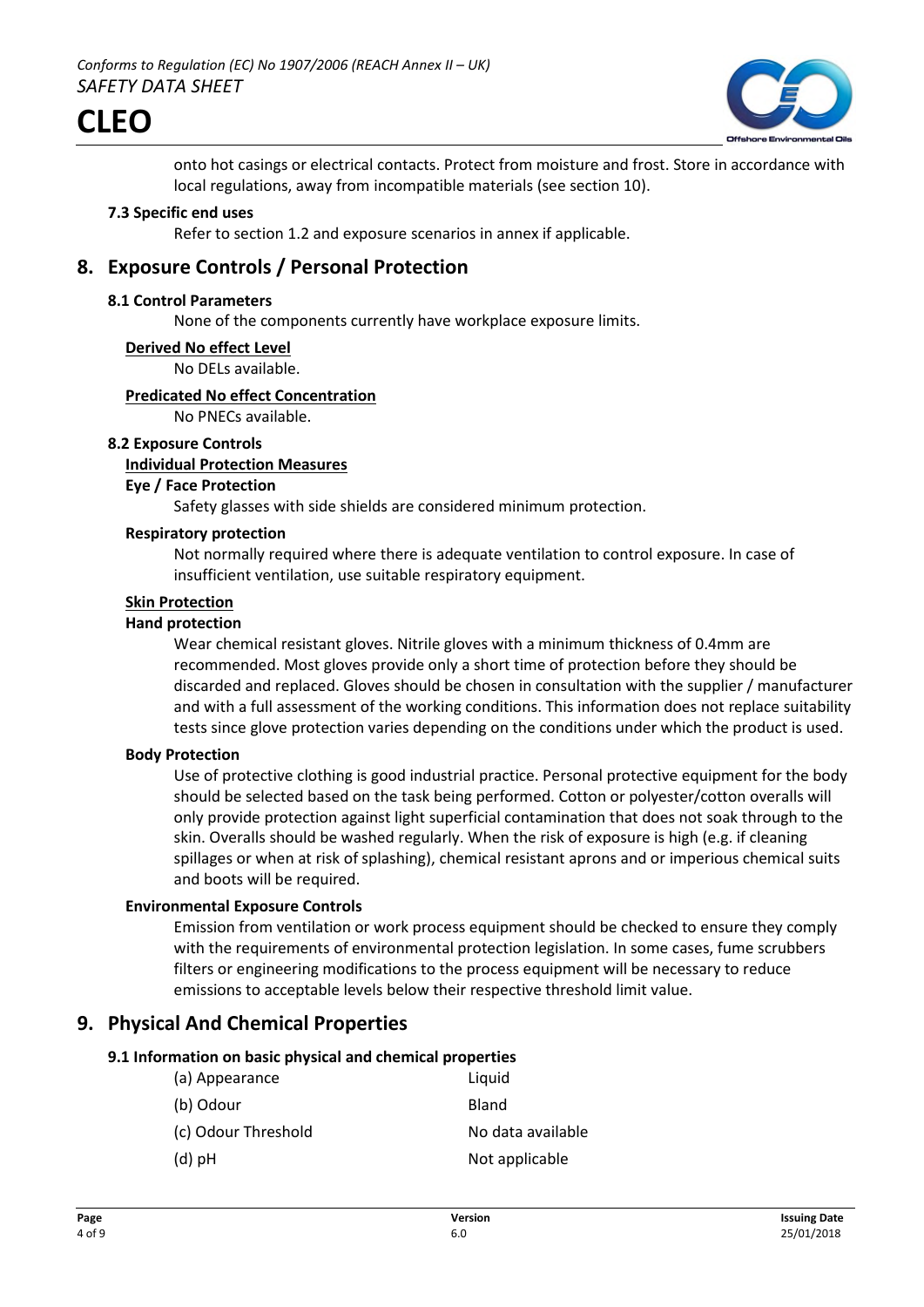onto hot casings or electrical contacts. Protect from moisture and frost. Store in accordance with local regulations, away from incompatible materials (see section 10).

### 7.3 Specific end uses

Refer to section 1.2 and exposure scenarios in annex if applicable.

## 8. Exposure Controls / Personal Protection

### 8.1 Control Parameters

None of the components currently have workplace exposure limits.

**Derived No effect Level**

No DELs available.

**Predicated No effect Concentration**

No PNECs available.

### 8.2 Exposure Controls

**Individual Protection Measures**

**Eye / Face Protection**

Safety glasses with side shields are considered minimum protection.

**Respiratory protection**

Not normally required where there is adequate ventilation to control exposure. In case of insufficient ventilation, use suitable respiratory equipment.

**Skin Protection**

**Hand protection**

Wear chemical resistant gloves. Nitrile gloves with a minimum thickness of 0.4mm are recommended. Most gloves provide only a short time of protection before they should be discarded and replaced. Gloves should be chosen in consultation with the supplier / manufacturer and with a full assessment of the working conditions. This information does not replace suitability tests since glove protection varies depending on the conditions under which the product is used.

**Body Protection**

Use of protective clothing is good industrial practice. Personal protective equipment for the body should be selected based on the task being performed. Cotton or polyester/cotton overalls will only provide protection against light superficial contamination that does not soak through to the skin. Overalls should be washed regularly. When the risk of exposure is high (e.g. if cleaning spillages or when at risk of splashing), chemical resistant aprons and or imperious chemical suits and boots will be required.

**Environmental Exposure Controls**

Emission from ventilation or work process equipment should be checked to ensure they comply with the requirements of environmental protection legislation. In some cases, fume scrubbers filters or engineering modifications to the process equipment will be necessary to reduce emissions to acceptable levels below their respective threshold limit value.

## 9. Physical And Chemical Properties

### 9.1 Information on basic physical and chemical properties

| | |
|---|---|
| (a) Appearance | Liquid |
| (b) Odour | Bland |
| (c) Odour Threshold | No data available |
| (d) pH | Not applicable |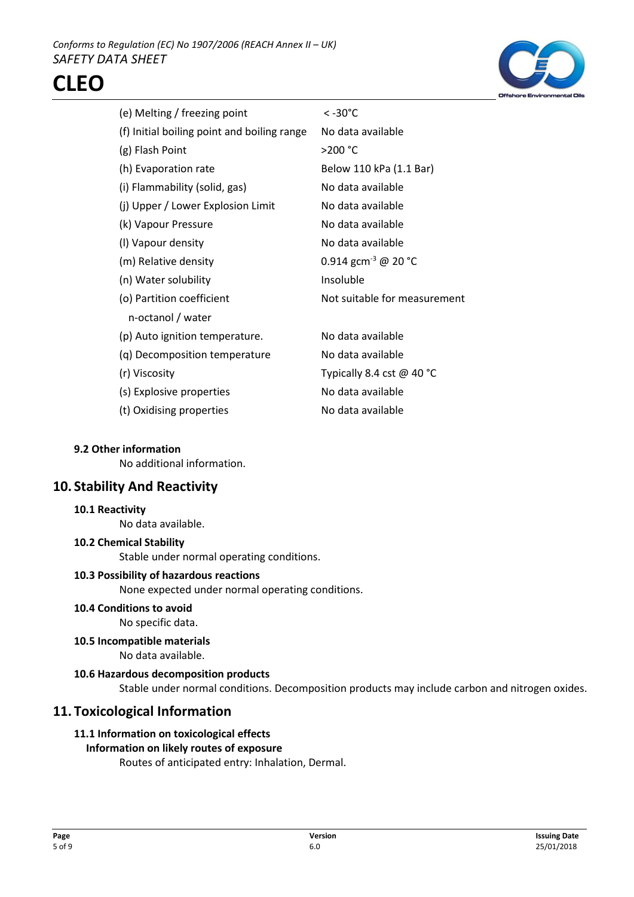| | |
|---|---|
| (e) Melting / freezing point | < -30°C |
| (f) Initial boiling point and boiling range | No data available |
| (g) Flash Point | >200 °C |
| (h) Evaporation rate | Below 110 kPa (1.1 Bar) |
| (i) Flammability (solid, gas) | No data available |
| (j) Upper / Lower Explosion Limit | No data available |
| (k) Vapour Pressure | No data available |
| (l) Vapour density | No data available |
| (m) Relative density | 0.914 $gcm^{-3}$ @ 20 °C |
| (n) Water solubility | Insoluble |
| (o) Partition coefficient n-octanol / water | Not suitable for measurement |
| (p) Auto ignition temperature. | No data available |
| (q) Decomposition temperature | No data available |
| (r) Viscosity | Typically 8.4 cst @ 40 °C |
| (s) Explosive properties | No data available |
| (t) Oxidising properties | No data available |

### 9.2 Other information

No additional information.

## 10. Stability And Reactivity

### 10.1 Reactivity

No data available.

### 10.2 Chemical Stability

Stable under normal operating conditions.

### 10.3 Possibility of hazardous reactions

None expected under normal operating conditions.

### 10.4 Conditions to avoid

No specific data.

### 10.5 Incompatible materials

No data available.

### 10.6 Hazardous decomposition products

Stable under normal conditions. Decomposition products may include carbon and nitrogen oxides.

## 11. Toxicological Information

### 11.1 Information on toxicological effects

**Information on likely routes of exposure**

Routes of anticipated entry: Inhalation, Dermal.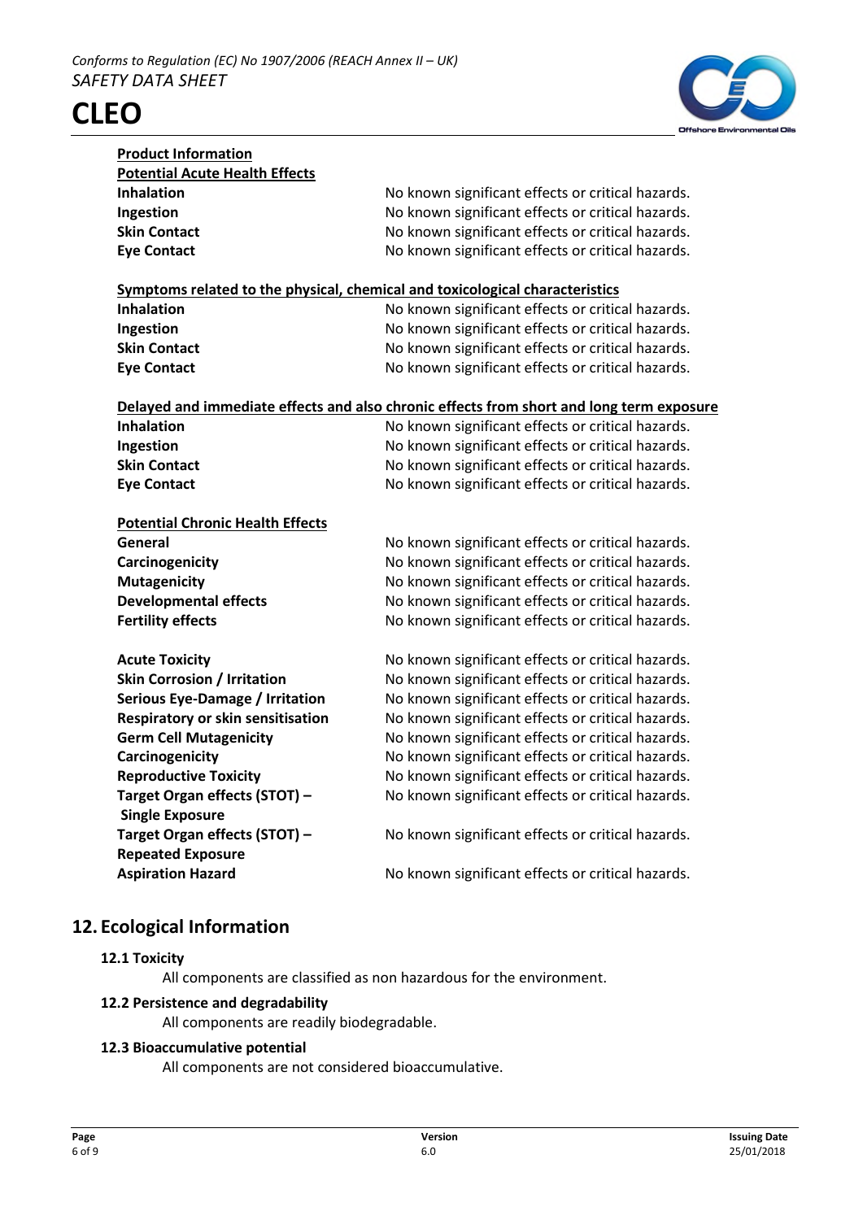**Product Information**

**Potential Acute Health Effects**

| | |
|---|---|
| **Inhalation** | No known significant effects or critical hazards. |
| **Ingestion** | No known significant effects or critical hazards. |
| **Skin Contact** | No known significant effects or critical hazards. |
| **Eye Contact** | No known significant effects or critical hazards. |

**Symptoms related to the physical, chemical and toxicological characteristics**

| | |
|---|---|
| **Inhalation** | No known significant effects or critical hazards. |
| **Ingestion** | No known significant effects or critical hazards. |
| **Skin Contact** | No known significant effects or critical hazards. |
| **Eye Contact** | No known significant effects or critical hazards. |

**Delayed and immediate effects and also chronic effects from short and long term exposure**

| | |
|---|---|
| **Inhalation** | No known significant effects or critical hazards. |
| **Ingestion** | No known significant effects or critical hazards. |
| **Skin Contact** | No known significant effects or critical hazards. |
| **Eye Contact** | No known significant effects or critical hazards. |

**Potential Chronic Health Effects**

| | |
|---|---|
| **General** | No known significant effects or critical hazards. |
| **Carcinogenicity** | No known significant effects or critical hazards. |
| **Mutagenicity** | No known significant effects or critical hazards. |
| **Developmental effects** | No known significant effects or critical hazards. |
| **Fertility effects** | No known significant effects or critical hazards. |

| | |
|---|---|
| **Acute Toxicity** | No known significant effects or critical hazards. |
| **Skin Corrosion / Irritation** | No known significant effects or critical hazards. |
| **Serious Eye-Damage / Irritation** | No known significant effects or critical hazards. |
| **Respiratory or skin sensitisation** | No known significant effects or critical hazards. |
| **Germ Cell Mutagenicity** | No known significant effects or critical hazards. |
| **Carcinogenicity** | No known significant effects or critical hazards. |
| **Reproductive Toxicity** | No known significant effects or critical hazards. |
| **Target Organ effects (STOT) – Single Exposure** | No known significant effects or critical hazards. |
| **Target Organ effects (STOT) – Repeated Exposure** | No known significant effects or critical hazards. |
| **Aspiration Hazard** | No known significant effects or critical hazards. |

## 12. Ecological Information

### 12.1 Toxicity

All components are classified as non hazardous for the environment.

### 12.2 Persistence and degradability

All components are readily biodegradable.

### 12.3 Bioaccumulative potential

All components are not considered bioaccumulative.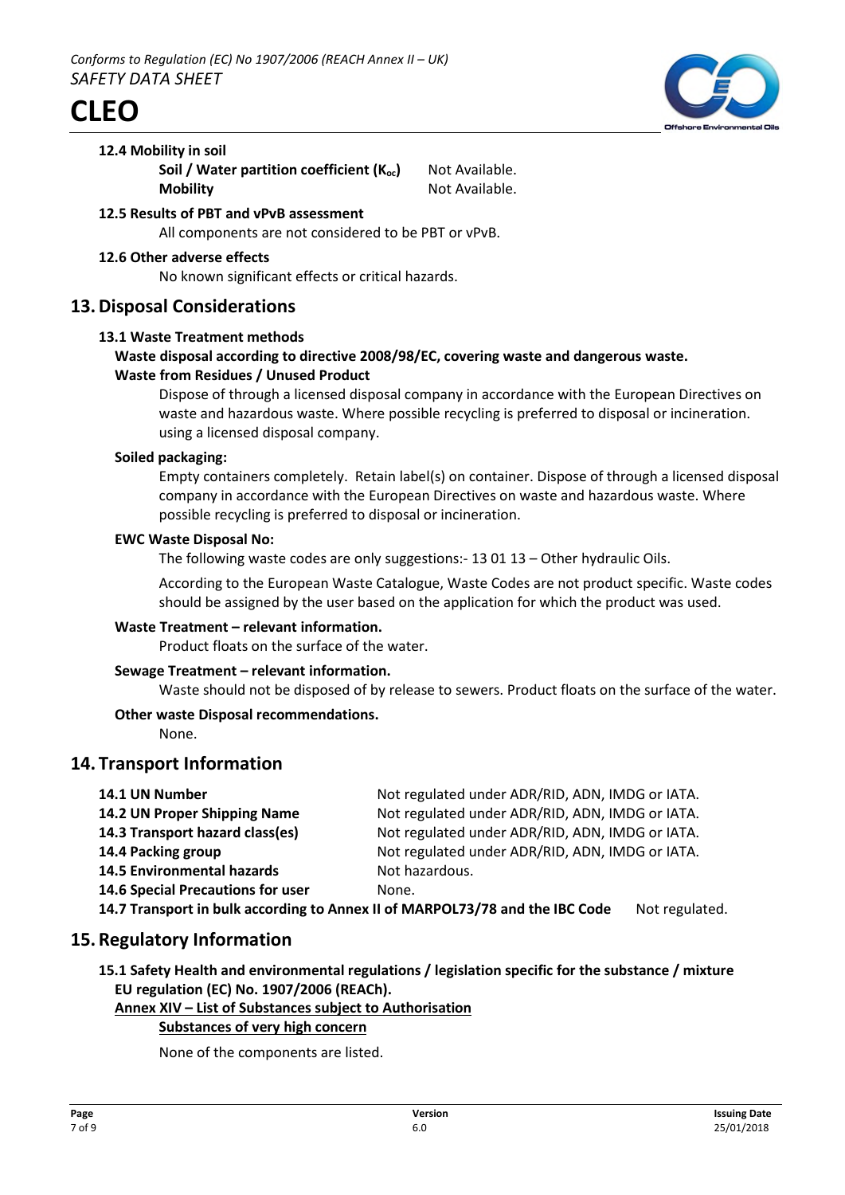#### 12.4 Mobility in soil

**Soil / Water partition coefficient ($K_{oc}$)** Not Available.
**Mobility** Not Available.

#### 12.5 Results of PBT and vPvB assessment

All components are not considered to be PBT or vPvB.

#### 12.6 Other adverse effects

No known significant effects or critical hazards.

## 13. Disposal Considerations

### 13.1 Waste Treatment methods

**Waste disposal according to directive 2008/98/EC, covering waste and dangerous waste.**

**Waste from Residues / Unused Product**

Dispose of through a licensed disposal company in accordance with the European Directives on waste and hazardous waste. Where possible recycling is preferred to disposal or incineration. using a licensed disposal company.

**Soiled packaging:**

Empty containers completely. Retain label(s) on container. Dispose of through a licensed disposal company in accordance with the European Directives on waste and hazardous waste. Where possible recycling is preferred to disposal or incineration.

**EWC Waste Disposal No:**

The following waste codes are only suggestions:- 13 01 13 – Other hydraulic Oils.

According to the European Waste Catalogue, Waste Codes are not product specific. Waste codes should be assigned by the user based on the application for which the product was used.

**Waste Treatment – relevant information.**

Product floats on the surface of the water.

**Sewage Treatment – relevant information.**

Waste should not be disposed of by release to sewers. Product floats on the surface of the water.

**Other waste Disposal recommendations.**

None.

## 14. Transport Information

**14.1 UN Number** Not regulated under ADR/RID, ADN, IMDG or IATA.
**14.2 UN Proper Shipping Name** Not regulated under ADR/RID, ADN, IMDG or IATA.
**14.3 Transport hazard class(es)** Not regulated under ADR/RID, ADN, IMDG or IATA.
**14.4 Packing group** Not regulated under ADR/RID, ADN, IMDG or IATA.
**14.5 Environmental hazards** Not hazardous.
**14.6 Special Precautions for user** None.
**14.7 Transport in bulk according to Annex II of MARPOL73/78 and the IBC Code** Not regulated.

## 15. Regulatory Information

**15.1 Safety Health and environmental regulations / legislation specific for the substance / mixture**
**EU regulation (EC) No. 1907/2006 (REACh).**

**Annex XIV – List of Substances subject to Authorisation**

**Substances of very high concern**

None of the components are listed.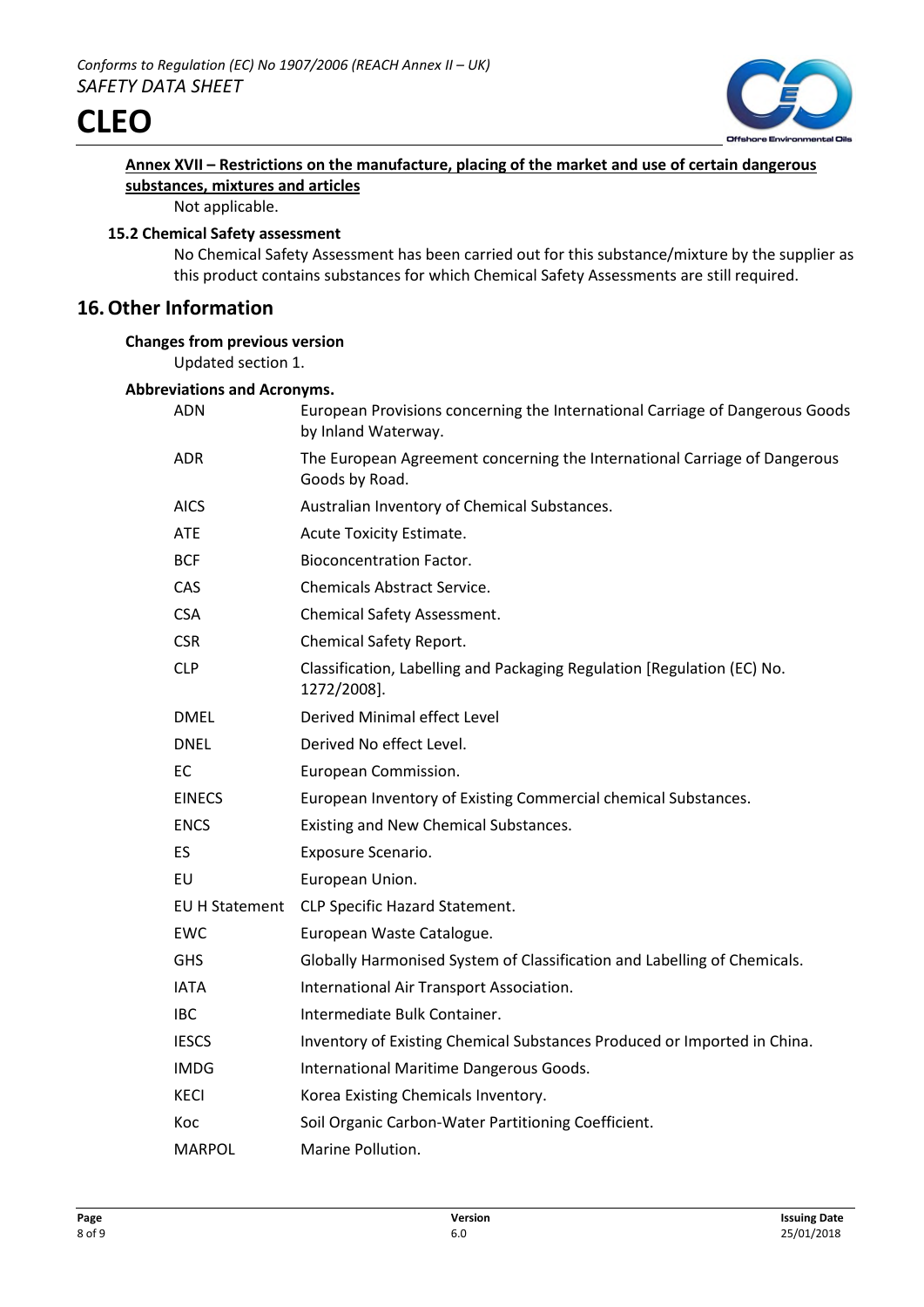**Annex XVII – Restrictions on the manufacture, placing of the market and use of certain dangerous substances, mixtures and articles**

Not applicable.

### 15.2 Chemical Safety assessment

No Chemical Safety Assessment has been carried out for this substance/mixture by the supplier as this product contains substances for which Chemical Safety Assessments are still required.

## 16. Other Information

**Changes from previous version**

Updated section 1.

**Abbreviations and Acronyms.**

| | |
|---|---|
| ADN | European Provisions concerning the International Carriage of Dangerous Goods by Inland Waterway. |
| ADR | The European Agreement concerning the International Carriage of Dangerous Goods by Road. |
| AICS | Australian Inventory of Chemical Substances. |
| ATE | Acute Toxicity Estimate. |
| BCF | Bioconcentration Factor. |
| CAS | Chemicals Abstract Service. |
| CSA | Chemical Safety Assessment. |
| CSR | Chemical Safety Report. |
| CLP | Classification, Labelling and Packaging Regulation [Regulation (EC) No. 1272/2008]. |
| DMEL | Derived Minimal effect Level |
| DNEL | Derived No effect Level. |
| EC | European Commission. |
| EINECS | European Inventory of Existing Commercial chemical Substances. |
| ENCS | Existing and New Chemical Substances. |
| ES | Exposure Scenario. |
| EU | European Union. |
| EU H Statement | CLP Specific Hazard Statement. |
| EWC | European Waste Catalogue. |
| GHS | Globally Harmonised System of Classification and Labelling of Chemicals. |
| IATA | International Air Transport Association. |
| IBC | Intermediate Bulk Container. |
| IESCS | Inventory of Existing Chemical Substances Produced or Imported in China. |
| IMDG | International Maritime Dangerous Goods. |
| KECI | Korea Existing Chemicals Inventory. |
| Koc | Soil Organic Carbon-Water Partitioning Coefficient. |
| MARPOL | Marine Pollution. |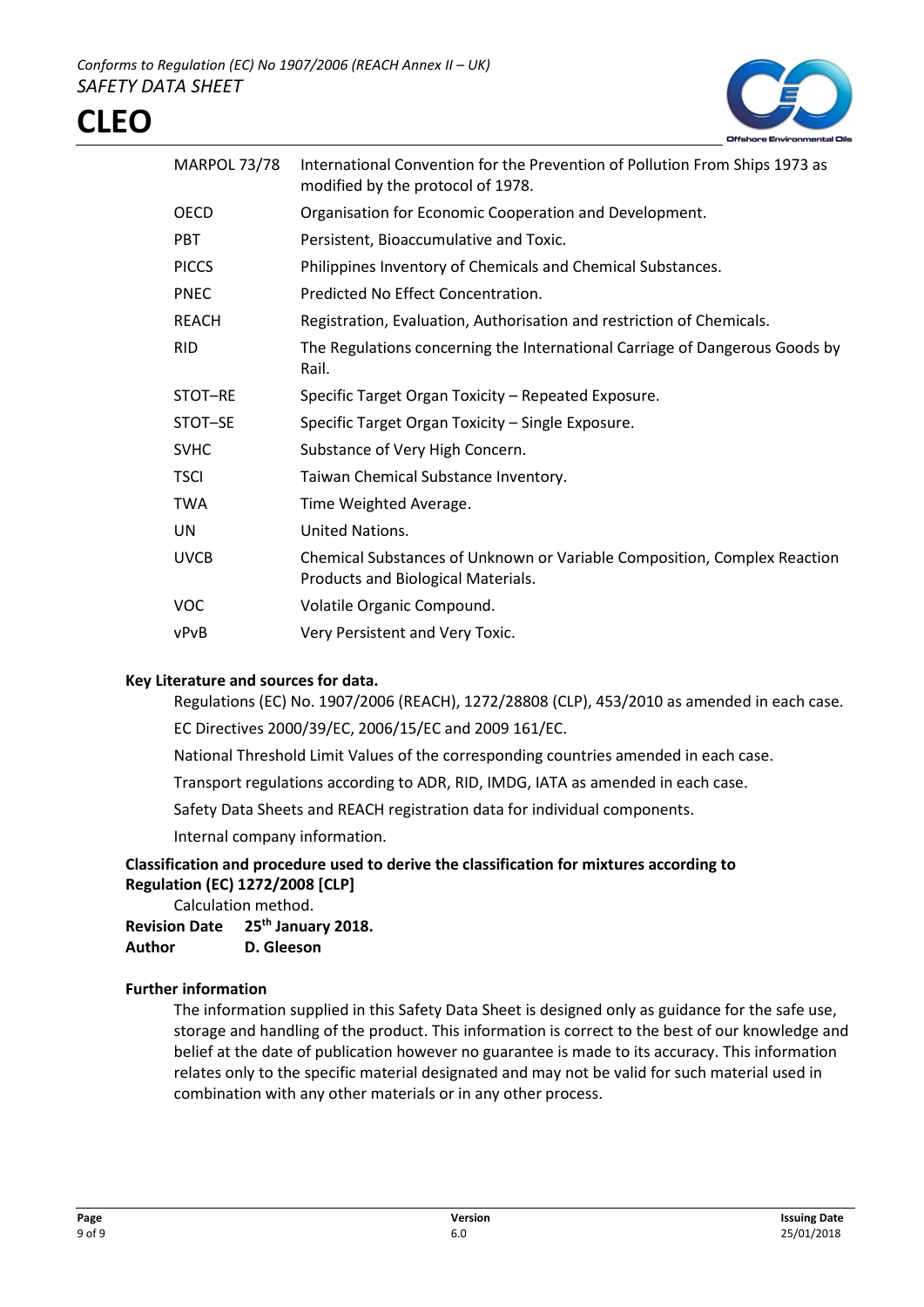| | |
|---|---|
| MARPOL 73/78 | International Convention for the Prevention of Pollution From Ships 1973 as modified by the protocol of 1978. |
| OECD | Organisation for Economic Cooperation and Development. |
| PBT | Persistent, Bioaccumulative and Toxic. |
| PICCS | Philippines Inventory of Chemicals and Chemical Substances. |
| PNEC | Predicted No Effect Concentration. |
| REACH | Registration, Evaluation, Authorisation and restriction of Chemicals. |
| RID | The Regulations concerning the International Carriage of Dangerous Goods by Rail. |
| STOT–RE | Specific Target Organ Toxicity – Repeated Exposure. |
| STOT–SE | Specific Target Organ Toxicity – Single Exposure. |
| SVHC | Substance of Very High Concern. |
| TSCI | Taiwan Chemical Substance Inventory. |
| TWA | Time Weighted Average. |
| UN | United Nations. |
| UVCB | Chemical Substances of Unknown or Variable Composition, Complex Reaction Products and Biological Materials. |
| VOC | Volatile Organic Compound. |
| vPvB | Very Persistent and Very Toxic. |

**Key Literature and sources for data.**

Regulations (EC) No. 1907/2006 (REACH), 1272/28808 (CLP), 453/2010 as amended in each case.

EC Directives 2000/39/EC, 2006/15/EC and 2009 161/EC.

National Threshold Limit Values of the corresponding countries amended in each case.

Transport regulations according to ADR, RID, IMDG, IATA as amended in each case.

Safety Data Sheets and REACH registration data for individual components.

Internal company information.

**Classification and procedure used to derive the classification for mixtures according to Regulation (EC) 1272/2008 [CLP]**

Calculation method.

**Revision Date** **25th January 2018.**

**Author** **D. Gleeson**

**Further information**

The information supplied in this Safety Data Sheet is designed only as guidance for the safe use, storage and handling of the product. This information is correct to the best of our knowledge and belief at the date of publication however no guarantee is made to its accuracy. This information relates only to the specific material designated and may not be valid for such material used in combination with any other materials or in any other process.